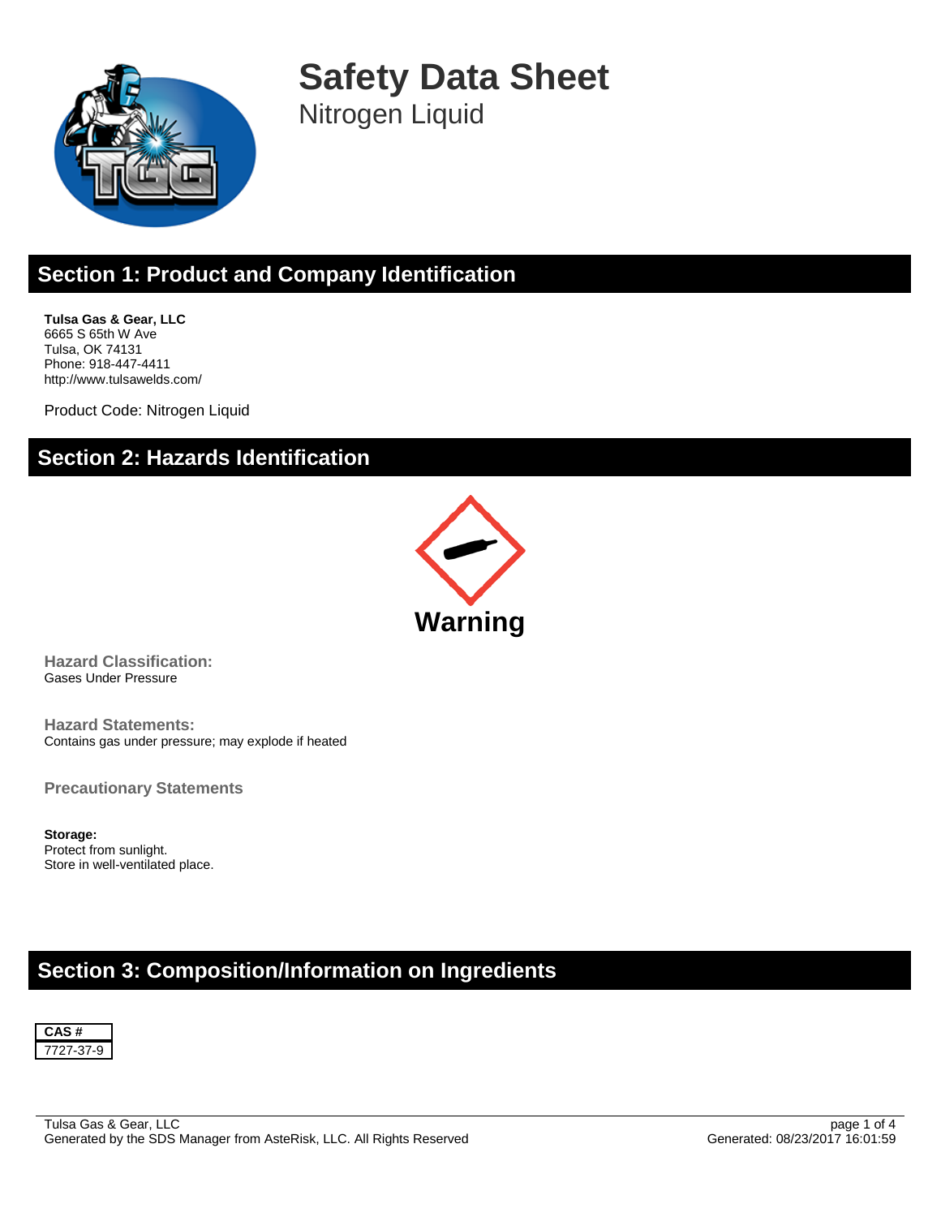# Safety Data Sheet

Nitrogen Liquid

## Section 1: Product and Company Identification

**Tulsa Gas & Gear, LLC**
6665 S 65th W Ave
Tulsa, OK 74131
Phone: 918-447-4411
http://www.tulsawelds.com/

Product Code: Nitrogen Liquid

## Section 2: Hazards Identification

**Warning**

**Hazard Classification:**
Gases Under Pressure

**Hazard Statements:**
Contains gas under pressure; may explode if heated

**Precautionary Statements**

**Storage:**
Protect from sunlight.
Store in well-ventilated place.

## Section 3: Composition/Information on Ingredients

| CAS # |
| --- |
| 7727-37-9 |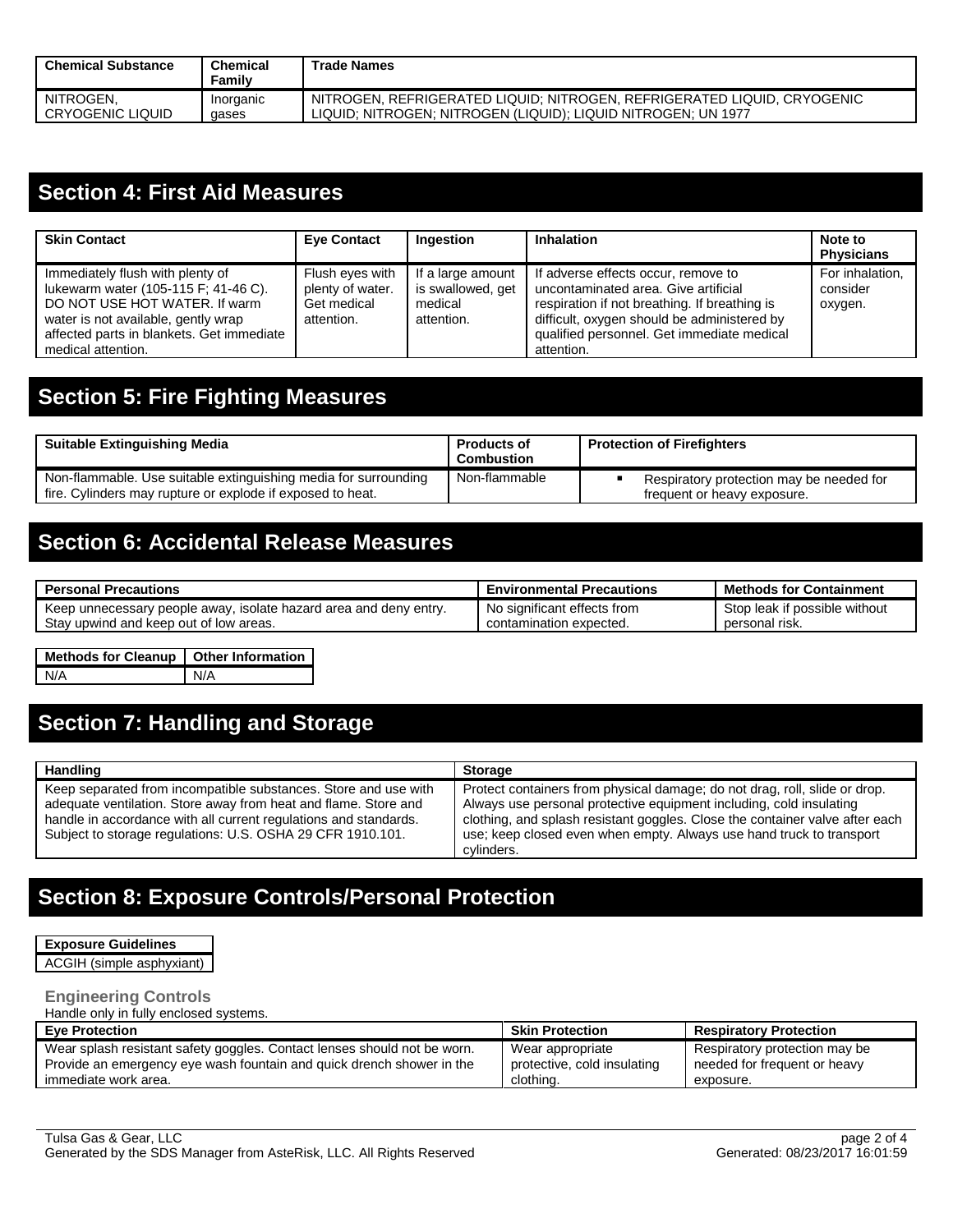| Chemical Substance | Chemical Family | Trade Names |
| --- | --- | --- |
| NITROGEN, CRYOGENIC LIQUID | Inorganic gases | NITROGEN, REFRIGERATED LIQUID; NITROGEN, REFRIGERATED LIQUID, CRYOGENIC LIQUID; NITROGEN; NITROGEN (LIQUID); LIQUID NITROGEN; UN 1977 |

## Section 4: First Aid Measures

| Skin Contact | Eye Contact | Ingestion | Inhalation | Note to Physicians |
| --- | --- | --- | --- | --- |
| Immediately flush with plenty of lukewarm water (105-115 F; 41-46 C). DO NOT USE HOT WATER. If warm water is not available, gently wrap affected parts in blankets. Get immediate medical attention. | Flush eyes with plenty of water. Get medical attention. | If a large amount is swallowed, get medical attention. | If adverse effects occur, remove to uncontaminated area. Give artificial respiration if not breathing. If breathing is difficult, oxygen should be administered by qualified personnel. Get immediate medical attention. | For inhalation, consider oxygen. |

## Section 5: Fire Fighting Measures

| Suitable Extinguishing Media | Products of Combustion | Protection of Firefighters |
| --- | --- | --- |
| Non-flammable. Use suitable extinguishing media for surrounding fire. Cylinders may rupture or explode if exposed to heat. | Non-flammable | ▪ Respiratory protection may be needed for frequent or heavy exposure. |

## Section 6: Accidental Release Measures

| Personal Precautions | Environmental Precautions | Methods for Containment |
| --- | --- | --- |
| Keep unnecessary people away, isolate hazard area and deny entry. Stay upwind and keep out of low areas. | No significant effects from contamination expected. | Stop leak if possible without personal risk. |

| Methods for Cleanup | Other Information |
| --- | --- |
| N/A | N/A |

## Section 7: Handling and Storage

| Handling | Storage |
| --- | --- |
| Keep separated from incompatible substances. Store and use with adequate ventilation. Store away from heat and flame. Store and handle in accordance with all current regulations and standards. Subject to storage regulations: U.S. OSHA 29 CFR 1910.101. | Protect containers from physical damage; do not drag, roll, slide or drop. Always use personal protective equipment including, cold insulating clothing, and splash resistant goggles. Close the container valve after each use; keep closed even when empty. Always use hand truck to transport cylinders. |

## Section 8: Exposure Controls/Personal Protection

| Exposure Guidelines |
| --- |
| ACGIH (simple asphyxiant) |

### Engineering Controls

Handle only in fully enclosed systems.

| Eye Protection | Skin Protection | Respiratory Protection |
| --- | --- | --- |
| Wear splash resistant safety goggles. Contact lenses should not be worn. Provide an emergency eye wash fountain and quick drench shower in the immediate work area. | Wear appropriate protective, cold insulating clothing. | Respiratory protection may be needed for frequent or heavy exposure. |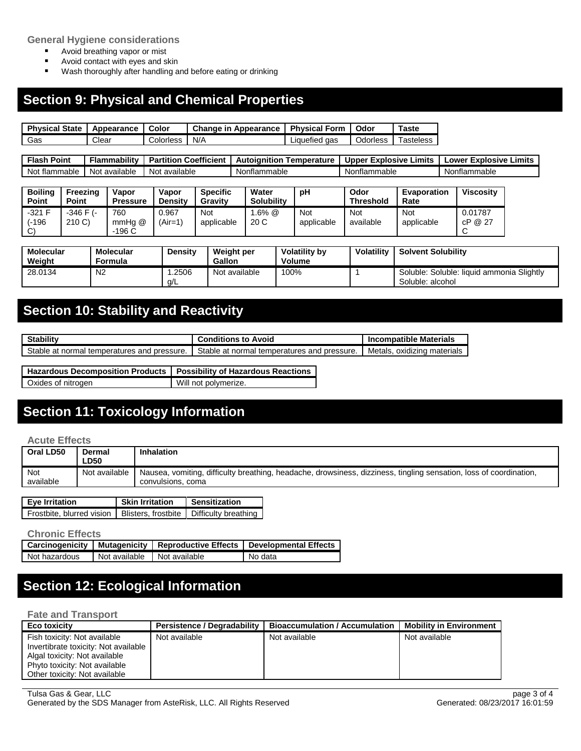**General Hygiene considerations**

- Avoid breathing vapor or mist
- Avoid contact with eyes and skin
- Wash thoroughly after handling and before eating or drinking

## Section 9: Physical and Chemical Properties

| Physical State | Appearance | Color | Change in Appearance | Physical Form | Odor | Taste |
|---|---|---|---|---|---|---|
| Gas | Clear | Colorless | N/A | Liquefied gas | Odorless | Tasteless |

| Flash Point | Flammability | Partition Coefficient | Autoignition Temperature | Upper Explosive Limits | Lower Explosive Limits |
|---|---|---|---|---|---|
| Not flammable | Not available | Not available | Nonflammable | Nonflammable | Nonflammable |

| Boiling Point | Freezing Point | Vapor Pressure | Vapor Density | Specific Gravity | Water Solubility | pH | Odor Threshold | Evaporation Rate | Viscosity |
|---|---|---|---|---|---|---|---|---|---|
| -321 F (-196 C) | -346 F (-210 C) | 760 mmHg @ -196 C | 0.967 (Air=1) | Not applicable | 1.6% @ 20 C | Not applicable | Not available | Not applicable | 0.01787 cP @ 27 C |

| Molecular Weight | Molecular Formula | Density | Weight per Gallon | Volatility by Volume | Volatility | Solvent Solubility |
|---|---|---|---|---|---|---|
| 28.0134 | $N_2$ | 1.2506 g/L | Not available | 100% | 1 | Soluble: Soluble: liquid ammonia Slightly Soluble: alcohol |

## Section 10: Stability and Reactivity

| Stability | Conditions to Avoid | Incompatible Materials |
|---|---|---|
| Stable at normal temperatures and pressure. | Stable at normal temperatures and pressure. | Metals, oxidizing materials |

| Hazardous Decomposition Products | Possibility of Hazardous Reactions |
|---|---|
| Oxides of nitrogen | Will not polymerize. |

## Section 11: Toxicology Information

### Acute Effects

| Oral LD50 | Dermal LD50 | Inhalation |
|---|---|---|
| Not available | Not available | Nausea, vomiting, difficulty breathing, headache, drowsiness, dizziness, tingling sensation, loss of coordination, convulsions, coma |

| Eye Irritation | Skin Irritation | Sensitization |
|---|---|---|
| Frostbite, blurred vision | Blisters, frostbite | Difficulty breathing |

### Chronic Effects

| Carcinogenicity | Mutagenicity | Reproductive Effects | Developmental Effects |
|---|---|---|---|
| Not hazardous | Not available | Not available | No data |

## Section 12: Ecological Information

### Fate and Transport

| Eco toxicity | Persistence / Degradability | Bioaccumulation / Accumulation | Mobility in Environment |
|---|---|---|---|
| Fish toxicity: Not available<br>Invertibrate toxicity: Not available<br>Algal toxicity: Not available<br>Phyto toxicity: Not available<br>Other toxicity: Not available | Not available | Not available | Not available |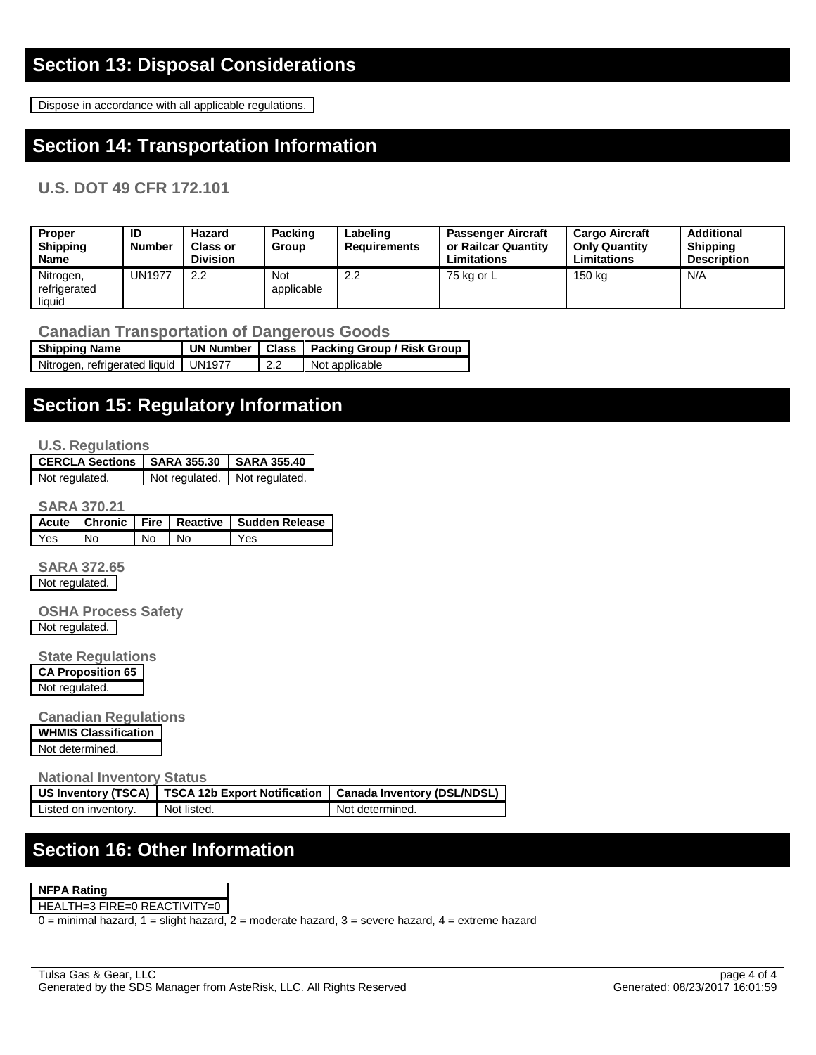## Section 13: Disposal Considerations

Dispose in accordance with all applicable regulations.

## Section 14: Transportation Information

### U.S. DOT 49 CFR 172.101

| Proper Shipping Name | ID Number | Hazard Class or Division | Packing Group | Labeling Requirements | Passenger Aircraft or Railcar Quantity Limitations | Cargo Aircraft Only Quantity Limitations | Additional Shipping Description |
|---|---|---|---|---|---|---|---|
| Nitrogen, refrigerated liquid | UN1977 | 2.2 | Not applicable | 2.2 | 75 kg or L | 150 kg | N/A |

### Canadian Transportation of Dangerous Goods

| Shipping Name | UN Number | Class | Packing Group / Risk Group |
|---|---|---|---|
| Nitrogen, refrigerated liquid | UN1977 | 2.2 | Not applicable |

## Section 15: Regulatory Information

### U.S. Regulations

| CERCLA Sections | SARA 355.30 | SARA 355.40 |
|---|---|---|
| Not regulated. | Not regulated. | Not regulated. |

### SARA 370.21

| Acute | Chronic | Fire | Reactive | Sudden Release |
|---|---|---|---|---|
| Yes | No | No | No | Yes |

### SARA 372.65

Not regulated.

### OSHA Process Safety

Not regulated.

### State Regulations

| CA Proposition 65 |
|---|
| Not regulated. |

### Canadian Regulations

| WHMIS Classification |
|---|
| Not determined. |

### National Inventory Status

| US Inventory (TSCA) | TSCA 12b Export Notification | Canada Inventory (DSL/NDSL) |
|---|---|---|
| Listed on inventory. | Not listed. | Not determined. |

## Section 16: Other Information

| NFPA Rating |
|---|
| HEALTH=3 FIRE=0 REACTIVITY=0 |

0 = minimal hazard, 1 = slight hazard, 2 = moderate hazard, 3 = severe hazard, 4 = extreme hazard

Tulsa Gas & Gear, LLC
Generated by the SDS Manager from AsteRisk, LLC. All Rights Reserved
Generated: 08/23/2017 16:01:59